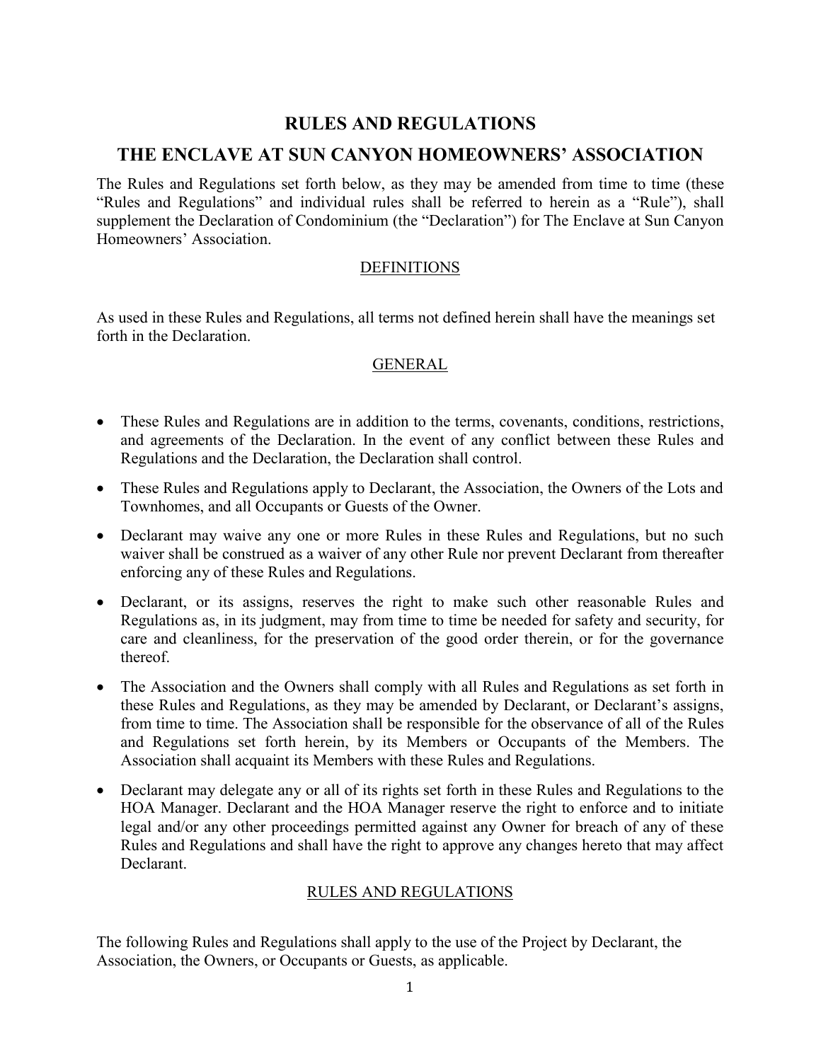# RULES AND REGULATIONS

# THE ENCLAVE AT SUN CANYON HOMEOWNERS' ASSOCIATION

The Rules and Regulations set forth below, as they may be amended from time to time (these "Rules and Regulations" and individual rules shall be referred to herein as a "Rule"), shall supplement the Declaration of Condominium (the "Declaration") for The Enclave at Sun Canyon Homeowners' Association.

## DEFINITIONS

As used in these Rules and Regulations, all terms not defined herein shall have the meanings set forth in the Declaration.

## GENERAL

- These Rules and Regulations are in addition to the terms, covenants, conditions, restrictions, and agreements of the Declaration. In the event of any conflict between these Rules and Regulations and the Declaration, the Declaration shall control.
- These Rules and Regulations apply to Declarant, the Association, the Owners of the Lots and Townhomes, and all Occupants or Guests of the Owner.
- Declarant may waive any one or more Rules in these Rules and Regulations, but no such waiver shall be construed as a waiver of any other Rule nor prevent Declarant from thereafter enforcing any of these Rules and Regulations.
- Declarant, or its assigns, reserves the right to make such other reasonable Rules and Regulations as, in its judgment, may from time to time be needed for safety and security, for care and cleanliness, for the preservation of the good order therein, or for the governance thereof.
- The Association and the Owners shall comply with all Rules and Regulations as set forth in these Rules and Regulations, as they may be amended by Declarant, or Declarant's assigns, from time to time. The Association shall be responsible for the observance of all of the Rules and Regulations set forth herein, by its Members or Occupants of the Members. The Association shall acquaint its Members with these Rules and Regulations.
- Declarant may delegate any or all of its rights set forth in these Rules and Regulations to the HOA Manager. Declarant and the HOA Manager reserve the right to enforce and to initiate legal and/or any other proceedings permitted against any Owner for breach of any of these Rules and Regulations and shall have the right to approve any changes hereto that may affect Declarant.

## RULES AND REGULATIONS

The following Rules and Regulations shall apply to the use of the Project by Declarant, the Association, the Owners, or Occupants or Guests, as applicable.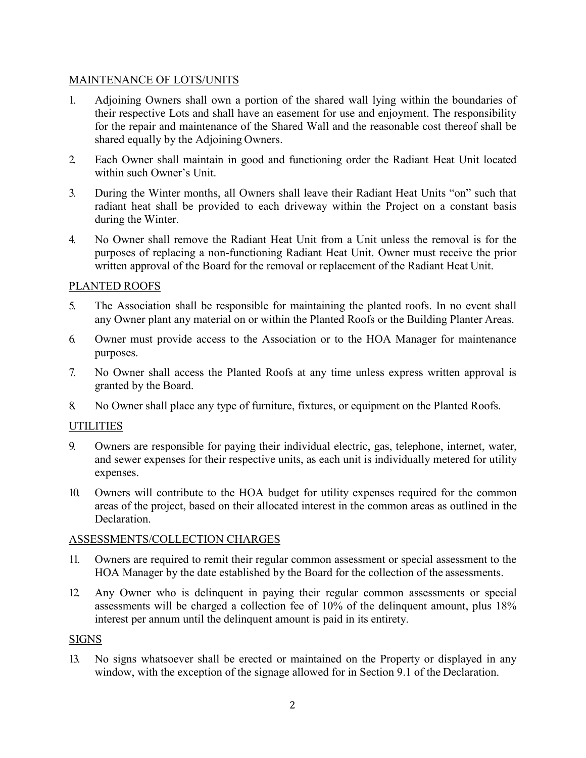## MAINTENANCE OF LOTS/UNITS

1. Adjoining Owners shall own a portion of the shared wall lying within the boundaries of their respective Lots and shall have an easement for use and enjoyment. The responsibility for the repair and maintenance of the Shared Wall and the reasonable cost thereof shall be shared equally by the Adjoining Owners.

2. Each Owner shall maintain in good and functioning order the Radiant Heat Unit located within such Owner's Unit.

3. During the Winter months, all Owners shall leave their Radiant Heat Units "on" such that radiant heat shall be provided to each driveway within the Project on a constant basis during the Winter.

4. No Owner shall remove the Radiant Heat Unit from a Unit unless the removal is for the purposes of replacing a non-functioning Radiant Heat Unit. Owner must receive the prior written approval of the Board for the removal or replacement of the Radiant Heat Unit.

## PLANTED ROOFS

5. The Association shall be responsible for maintaining the planted roofs. In no event shall any Owner plant any material on or within the Planted Roofs or the Building Planter Areas.

6. Owner must provide access to the Association or to the HOA Manager for maintenance purposes.

7. No Owner shall access the Planted Roofs at any time unless express written approval is granted by the Board.

8. No Owner shall place any type of furniture, fixtures, or equipment on the Planted Roofs.

## UTILITIES

9. Owners are responsible for paying their individual electric, gas, telephone, internet, water, and sewer expenses for their respective units, as each unit is individually metered for utility expenses.

10. Owners will contribute to the HOA budget for utility expenses required for the common areas of the project, based on their allocated interest in the common areas as outlined in the Declaration.

## ASSESSMENTS/COLLECTION CHARGES

11. Owners are required to remit their regular common assessment or special assessment to the HOA Manager by the date established by the Board for the collection of the assessments.

12. Any Owner who is delinquent in paying their regular common assessments or special assessments will be charged a collection fee of 10% of the delinquent amount, plus 18% interest per annum until the delinquent amount is paid in its entirety.

## SIGNS

13. No signs whatsoever shall be erected or maintained on the Property or displayed in any window, with the exception of the signage allowed for in Section 9.1 of the Declaration.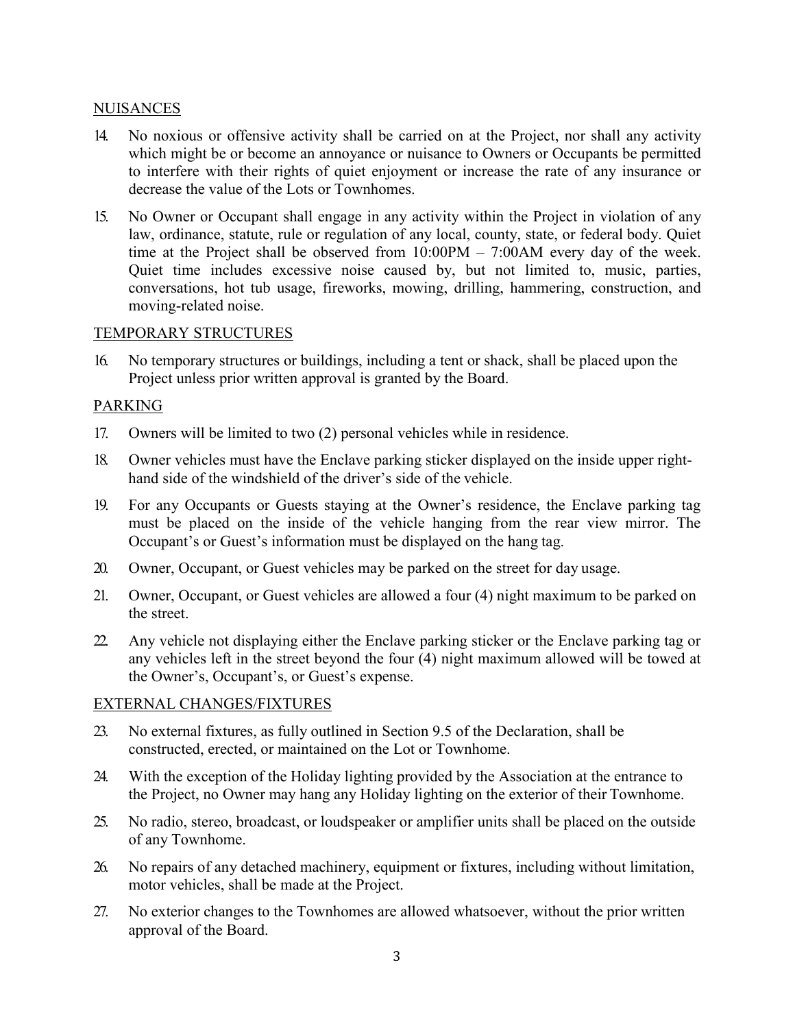## NUISANCES

14. No noxious or offensive activity shall be carried on at the Project, nor shall any activity which might be or become an annoyance or nuisance to Owners or Occupants be permitted to interfere with their rights of quiet enjoyment or increase the rate of any insurance or decrease the value of the Lots or Townhomes.

15. No Owner or Occupant shall engage in any activity within the Project in violation of any law, ordinance, statute, rule or regulation of any local, county, state, or federal body. Quiet time at the Project shall be observed from 10:00PM – 7:00AM every day of the week. Quiet time includes excessive noise caused by, but not limited to, music, parties, conversations, hot tub usage, fireworks, mowing, drilling, hammering, construction, and moving-related noise.

## TEMPORARY STRUCTURES

16. No temporary structures or buildings, including a tent or shack, shall be placed upon the Project unless prior written approval is granted by the Board.

## PARKING

17. Owners will be limited to two (2) personal vehicles while in residence.

18. Owner vehicles must have the Enclave parking sticker displayed on the inside upper right-hand side of the windshield of the driver's side of the vehicle.

19. For any Occupants or Guests staying at the Owner's residence, the Enclave parking tag must be placed on the inside of the vehicle hanging from the rear view mirror. The Occupant's or Guest's information must be displayed on the hang tag.

20. Owner, Occupant, or Guest vehicles may be parked on the street for day usage.

21. Owner, Occupant, or Guest vehicles are allowed a four (4) night maximum to be parked on the street.

22. Any vehicle not displaying either the Enclave parking sticker or the Enclave parking tag or any vehicles left in the street beyond the four (4) night maximum allowed will be towed at the Owner's, Occupant's, or Guest's expense.

## EXTERNAL CHANGES/FIXTURES

23. No external fixtures, as fully outlined in Section 9.5 of the Declaration, shall be constructed, erected, or maintained on the Lot or Townhome.

24. With the exception of the Holiday lighting provided by the Association at the entrance to the Project, no Owner may hang any Holiday lighting on the exterior of their Townhome.

25. No radio, stereo, broadcast, or loudspeaker or amplifier units shall be placed on the outside of any Townhome.

26. No repairs of any detached machinery, equipment or fixtures, including without limitation, motor vehicles, shall be made at the Project.

27. No exterior changes to the Townhomes are allowed whatsoever, without the prior written approval of the Board.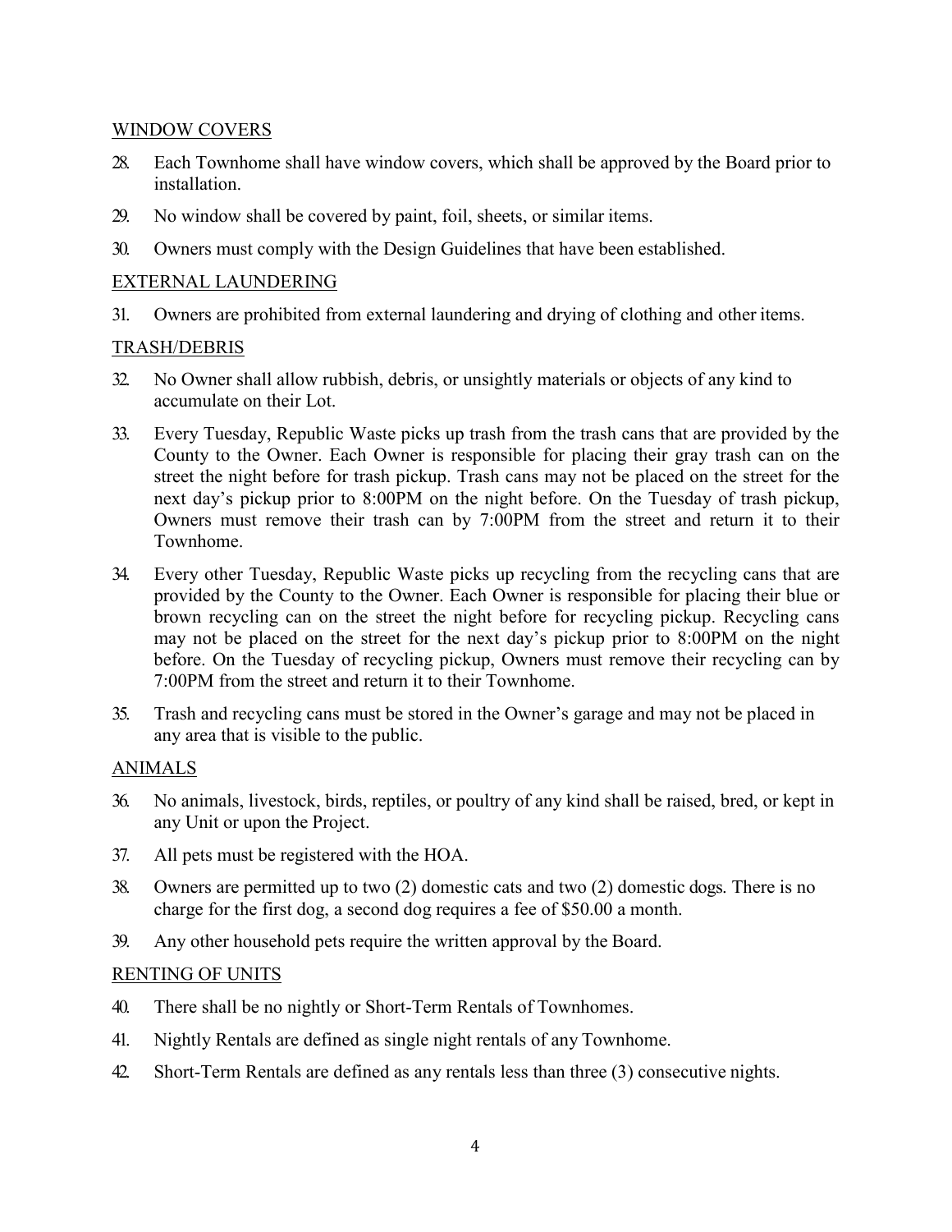WINDOW COVERS

28. Each Townhome shall have window covers, which shall be approved by the Board prior to installation.

29. No window shall be covered by paint, foil, sheets, or similar items.

30. Owners must comply with the Design Guidelines that have been established.

EXTERNAL LAUNDERING

31. Owners are prohibited from external laundering and drying of clothing and other items.

TRASH/DEBRIS

32. No Owner shall allow rubbish, debris, or unsightly materials or objects of any kind to accumulate on their Lot.

33. Every Tuesday, Republic Waste picks up trash from the trash cans that are provided by the County to the Owner. Each Owner is responsible for placing their gray trash can on the street the night before for trash pickup. Trash cans may not be placed on the street for the next day's pickup prior to 8:00PM on the night before. On the Tuesday of trash pickup, Owners must remove their trash can by 7:00PM from the street and return it to their Townhome.

34. Every other Tuesday, Republic Waste picks up recycling from the recycling cans that are provided by the County to the Owner. Each Owner is responsible for placing their blue or brown recycling can on the street the night before for recycling pickup. Recycling cans may not be placed on the street for the next day's pickup prior to 8:00PM on the night before. On the Tuesday of recycling pickup, Owners must remove their recycling can by 7:00PM from the street and return it to their Townhome.

35. Trash and recycling cans must be stored in the Owner's garage and may not be placed in any area that is visible to the public.

ANIMALS

36. No animals, livestock, birds, reptiles, or poultry of any kind shall be raised, bred, or kept in any Unit or upon the Project.

37. All pets must be registered with the HOA.

38. Owners are permitted up to two (2) domestic cats and two (2) domestic dogs. There is no charge for the first dog, a second dog requires a fee of $50.00 a month.

39. Any other household pets require the written approval by the Board.

RENTING OF UNITS

40. There shall be no nightly or Short-Term Rentals of Townhomes.

41. Nightly Rentals are defined as single night rentals of any Townhome.

42. Short-Term Rentals are defined as any rentals less than three (3) consecutive nights.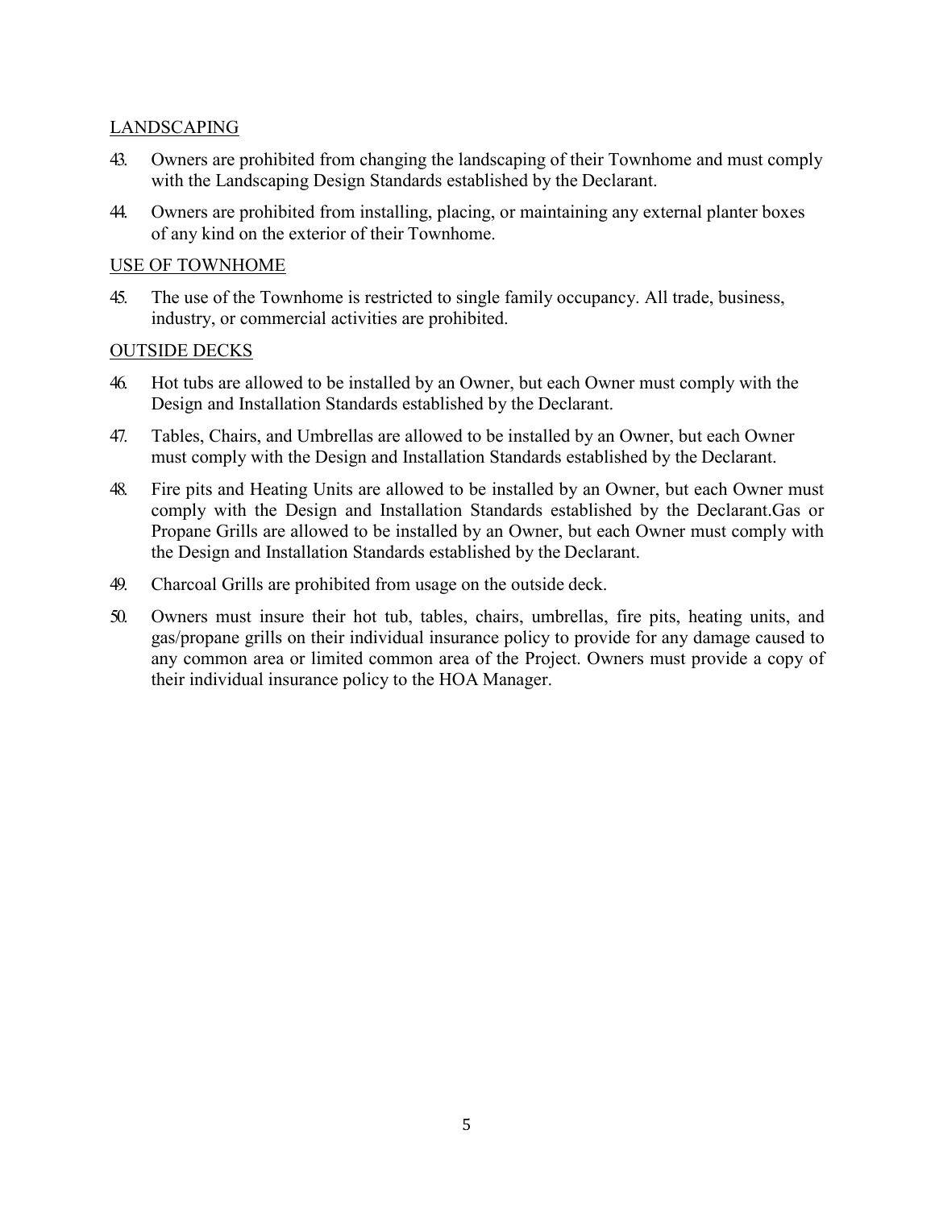<u>LANDSCAPING</u>

43. Owners are prohibited from changing the landscaping of their Townhome and must comply with the Landscaping Design Standards established by the Declarant.

44. Owners are prohibited from installing, placing, or maintaining any external planter boxes of any kind on the exterior of their Townhome.

<u>USE OF TOWNHOME</u>

45. The use of the Townhome is restricted to single family occupancy. All trade, business, industry, or commercial activities are prohibited.

<u>OUTSIDE DECKS</u>

46. Hot tubs are allowed to be installed by an Owner, but each Owner must comply with the Design and Installation Standards established by the Declarant.

47. Tables, Chairs, and Umbrellas are allowed to be installed by an Owner, but each Owner must comply with the Design and Installation Standards established by the Declarant.

48. Fire pits and Heating Units are allowed to be installed by an Owner, but each Owner must comply with the Design and Installation Standards established by the Declarant.Gas or Propane Grills are allowed to be installed by an Owner, but each Owner must comply with the Design and Installation Standards established by the Declarant.

49. Charcoal Grills are prohibited from usage on the outside deck.

50. Owners must insure their hot tub, tables, chairs, umbrellas, fire pits, heating units, and gas/propane grills on their individual insurance policy to provide for any damage caused to any common area or limited common area of the Project. Owners must provide a copy of their individual insurance policy to the HOA Manager.